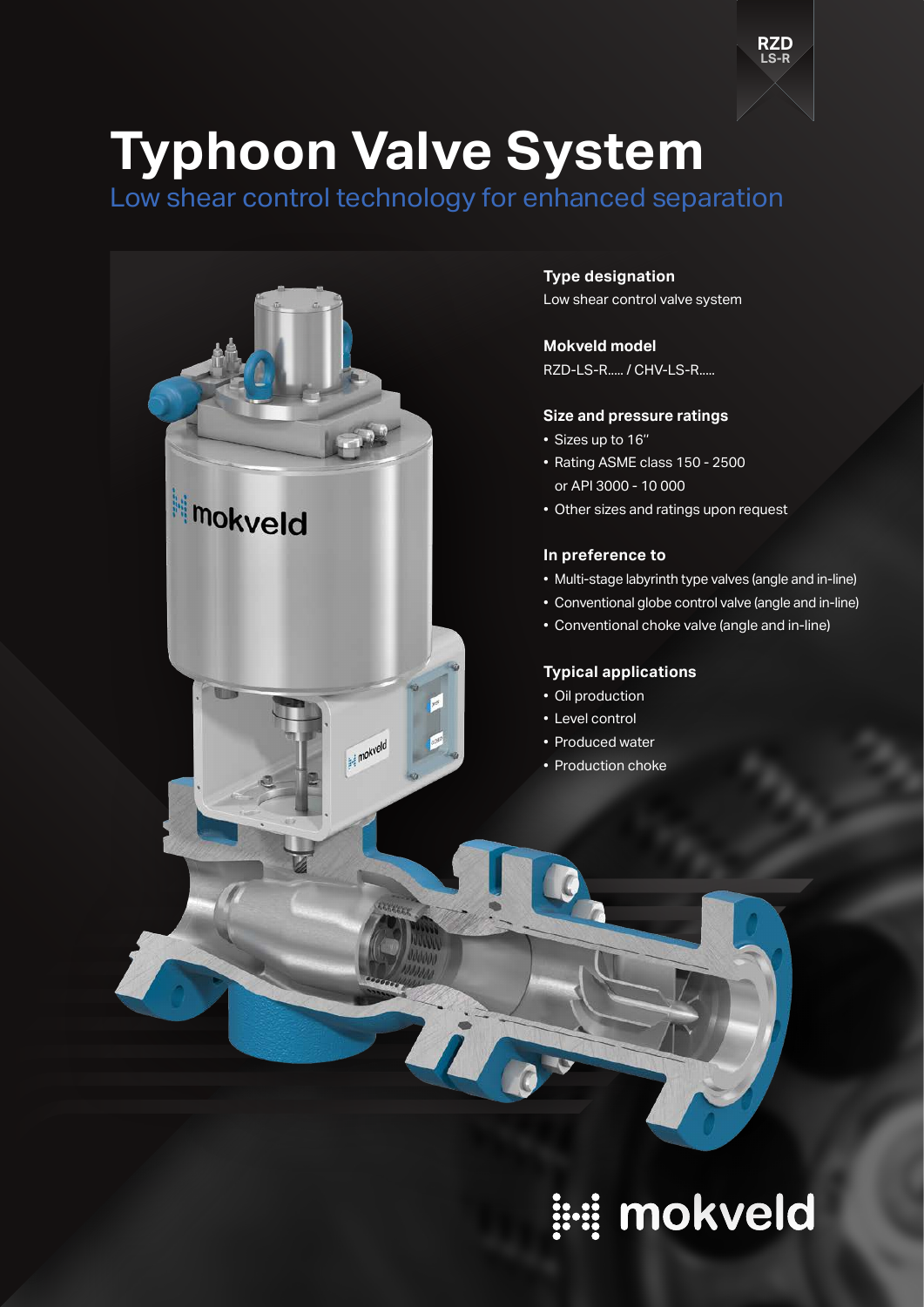# Typhoon Valve System

## Low shear control technology for enhanced separation

**Type designation**

Low shear control valve system

**Mokveld model**

RZD-LS-R..... / CHV-LS-R.....

**Size and pressure ratings**

- Sizes up to 16"
- Rating ASME class 150 - 2500 or API 3000 - 10 000
- Other sizes and ratings upon request

**In preference to**

- Multi-stage labyrinth type valves (angle and in-line)
- Conventional globe control valve (angle and in-line)
- Conventional choke valve (angle and in-line)

**Typical applications**

- Oil production
- Level control
- Produced water
- Production choke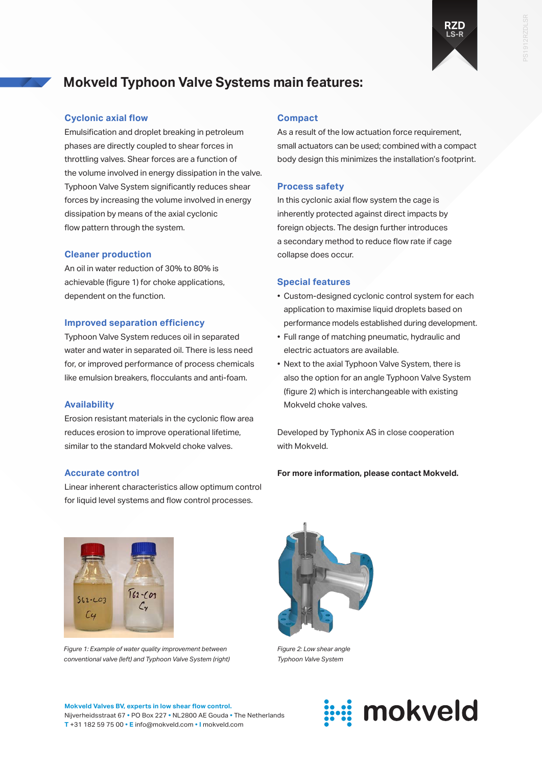# Mokveld Typhoon Valve Systems main features:

### Cyclonic axial flow

Emulsification and droplet breaking in petroleum phases are directly coupled to shear forces in throttling valves. Shear forces are a function of the volume involved in energy dissipation in the valve. Typhoon Valve System significantly reduces shear forces by increasing the volume involved in energy dissipation by means of the axial cyclonic flow pattern through the system.

### Cleaner production

An oil in water reduction of 30% to 80% is achievable (figure 1) for choke applications, dependent on the function.

### Improved separation efficiency

Typhoon Valve System reduces oil in separated water and water in separated oil. There is less need for, or improved performance of process chemicals like emulsion breakers, flocculants and anti-foam.

### Availability

Erosion resistant materials in the cyclonic flow area reduces erosion to improve operational lifetime, similar to the standard Mokveld choke valves.

### Accurate control

Linear inherent characteristics allow optimum control for liquid level systems and flow control processes.

### Compact

As a result of the low actuation force requirement, small actuators can be used; combined with a compact body design this minimizes the installation's footprint.

### Process safety

In this cyclonic axial flow system the cage is inherently protected against direct impacts by foreign objects. The design further introduces a secondary method to reduce flow rate if cage collapse does occur.

### Special features

- Custom-designed cyclonic control system for each application to maximise liquid droplets based on performance models established during development.
- Full range of matching pneumatic, hydraulic and electric actuators are available.
- Next to the axial Typhoon Valve System, there is also the option for an angle Typhoon Valve System (figure 2) which is interchangeable with existing Mokveld choke valves.

Developed by Typhonix AS in close cooperation with Mokveld.

**For more information, please contact Mokveld.**

*Figure 1: Example of water quality improvement between conventional valve (left) and Typhoon Valve System (right)*

*Figure 2: Low shear angle Typhoon Valve System*

**Mokveld Valves BV, experts in low shear flow control.**
Nijverheidsstraat 67 • PO Box 227 • NL2800 AE Gouda • The Netherlands
T +31 182 59 75 00 • E info@mokveld.com • I mokveld.com